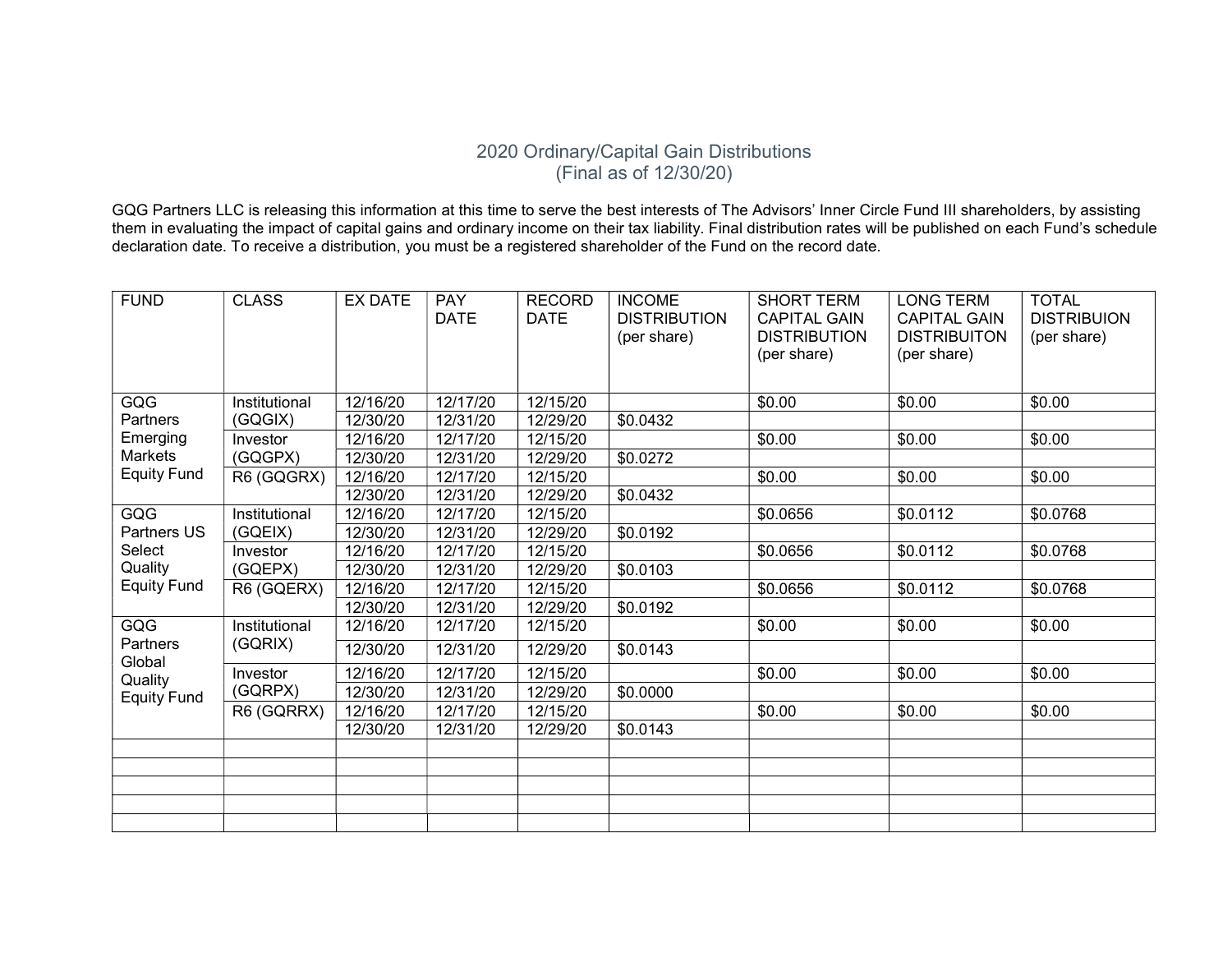# 2020 Ordinary/Capital Gain Distributions
## (Final as of 12/30/20)

GQG Partners LLC is releasing this information at this time to serve the best interests of The Advisors' Inner Circle Fund III shareholders, by assisting them in evaluating the impact of capital gains and ordinary income on their tax liability. Final distribution rates will be published on each Fund's schedule declaration date. To receive a distribution, you must be a registered shareholder of the Fund on the record date.

| FUND | CLASS | EX DATE | PAY DATE | RECORD DATE | INCOME DISTRIBUTION (per share) | SHORT TERM CAPITAL GAIN DISTRIBUTION (per share) | LONG TERM CAPITAL GAIN DISTRIBUITON (per share) | TOTAL DISTRIBUION (per share) |
|---|---|---|---|---|---|---|---|---|
| GQG Partners Emerging Markets Equity Fund | Institutional (GQGIX) | 12/16/20 | 12/17/20 | 12/15/20 | | $0.00 | $0.00 | $0.00 |
| | | 12/30/20 | 12/31/20 | 12/29/20 | $0.0432 | | | |
| | Investor (GQGPX) | 12/16/20 | 12/17/20 | 12/15/20 | | $0.00 | $0.00 | $0.00 |
| | | 12/30/20 | 12/31/20 | 12/29/20 | $0.0272 | | | |
| | R6 (GQGRX) | 12/16/20 | 12/17/20 | 12/15/20 | | $0.00 | $0.00 | $0.00 |
| | | 12/30/20 | 12/31/20 | 12/29/20 | $0.0432 | | | |
| GQG Partners US Select Quality Equity Fund | Institutional (GQEIX) | 12/16/20 | 12/17/20 | 12/15/20 | | $0.0656 | $0.0112 | $0.0768 |
| | | 12/30/20 | 12/31/20 | 12/29/20 | $0.0192 | | | |
| | Investor (GQEPX) | 12/16/20 | 12/17/20 | 12/15/20 | | $0.0656 | $0.0112 | $0.0768 |
| | | 12/30/20 | 12/31/20 | 12/29/20 | $0.0103 | | | |
| | R6 (GQERX) | 12/16/20 | 12/17/20 | 12/15/20 | | $0.0656 | $0.0112 | $0.0768 |
| | | 12/30/20 | 12/31/20 | 12/29/20 | $0.0192 | | | |
| GQG Partners Global Quality Equity Fund | Institutional (GQRIX) | 12/16/20 | 12/17/20 | 12/15/20 | | $0.00 | $0.00 | $0.00 |
| | | 12/30/20 | 12/31/20 | 12/29/20 | $0.0143 | | | |
| | Investor (GQRPX) | 12/16/20 | 12/17/20 | 12/15/20 | | $0.00 | $0.00 | $0.00 |
| | | 12/30/20 | 12/31/20 | 12/29/20 | $0.0000 | | | |
| | R6 (GQRRX) | 12/16/20 | 12/17/20 | 12/15/20 | | $0.00 | $0.00 | $0.00 |
| | | 12/30/20 | 12/31/20 | 12/29/20 | $0.0143 | | | |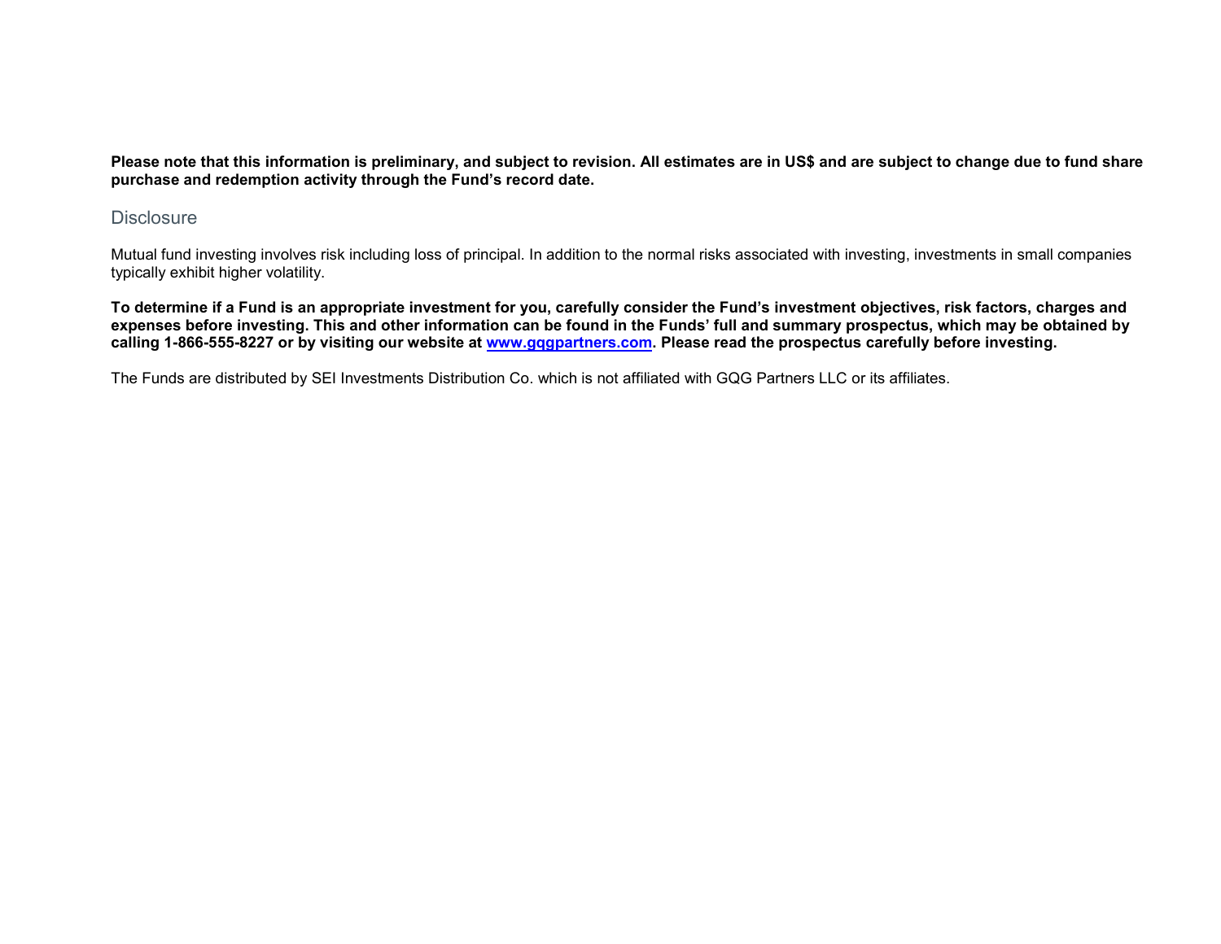**Please note that this information is preliminary, and subject to revision. All estimates are in US$ and are subject to change due to fund share purchase and redemption activity through the Fund's record date.**

## Disclosure

Mutual fund investing involves risk including loss of principal. In addition to the normal risks associated with investing, investments in small companies typically exhibit higher volatility.

**To determine if a Fund is an appropriate investment for you, carefully consider the Fund's investment objectives, risk factors, charges and expenses before investing. This and other information can be found in the Funds' full and summary prospectus, which may be obtained by calling 1-866-555-8227 or by visiting our website at [www.gqgpartners.com](http://www.gqgpartners.com). Please read the prospectus carefully before investing.**

The Funds are distributed by SEI Investments Distribution Co. which is not affiliated with GQG Partners LLC or its affiliates.